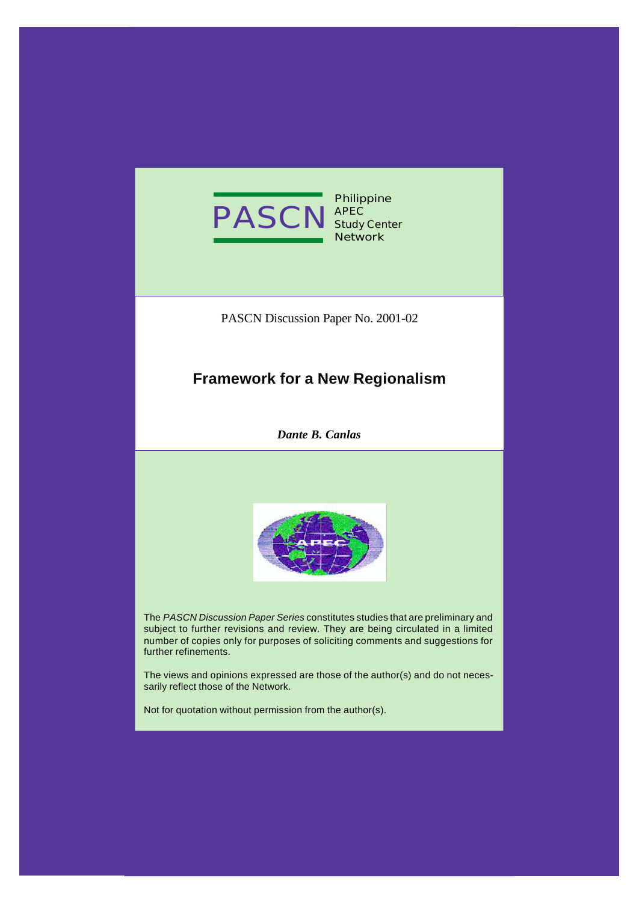PASCN Philippine APEC Study Center Network

PASCN Discussion Paper No. 2001-02

# Framework for a New Regionalism

***Dante B. Canlas***

The *PASCN Discussion Paper Series* constitutes studies that are preliminary and subject to further revisions and review. They are being circulated in a limited number of copies only for purposes of soliciting comments and suggestions for further refinements.

The views and opinions expressed are those of the author(s) and do not necessarily reflect those of the Network.

Not for quotation without permission from the author(s).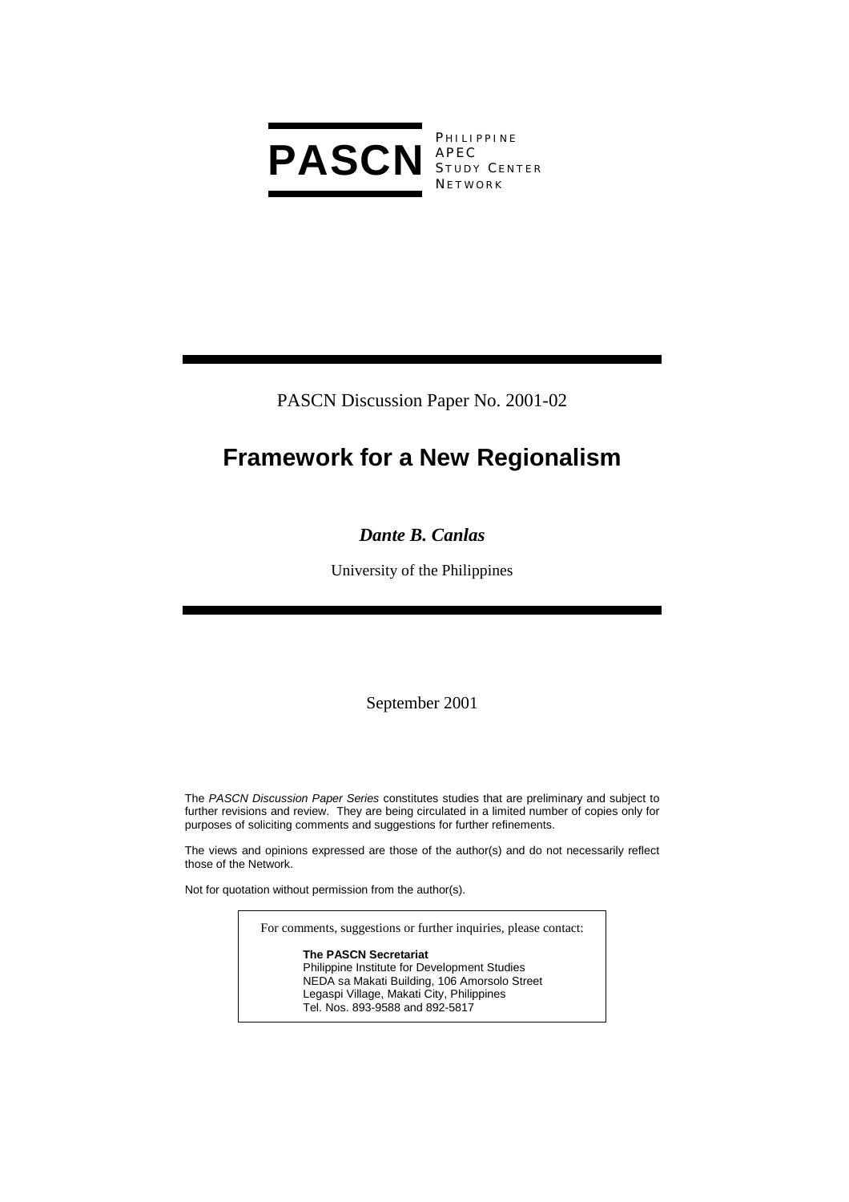**PASCN** PHILIPPINE APEC STUDY CENTER NETWORK

PASCN Discussion Paper No. 2001-02

# Framework for a New Regionalism

***Dante B. Canlas***

University of the Philippines

September 2001

The *PASCN Discussion Paper Series* constitutes studies that are preliminary and subject to further revisions and review. They are being circulated in a limited number of copies only for purposes of soliciting comments and suggestions for further refinements.

The views and opinions expressed are those of the author(s) and do not necessarily reflect those of the Network.

Not for quotation without permission from the author(s).

For comments, suggestions or further inquiries, please contact:

**The PASCN Secretariat**
Philippine Institute for Development Studies
NEDA sa Makati Building, 106 Amorsolo Street
Legaspi Village, Makati City, Philippines
Tel. Nos. 893-9588 and 892-5817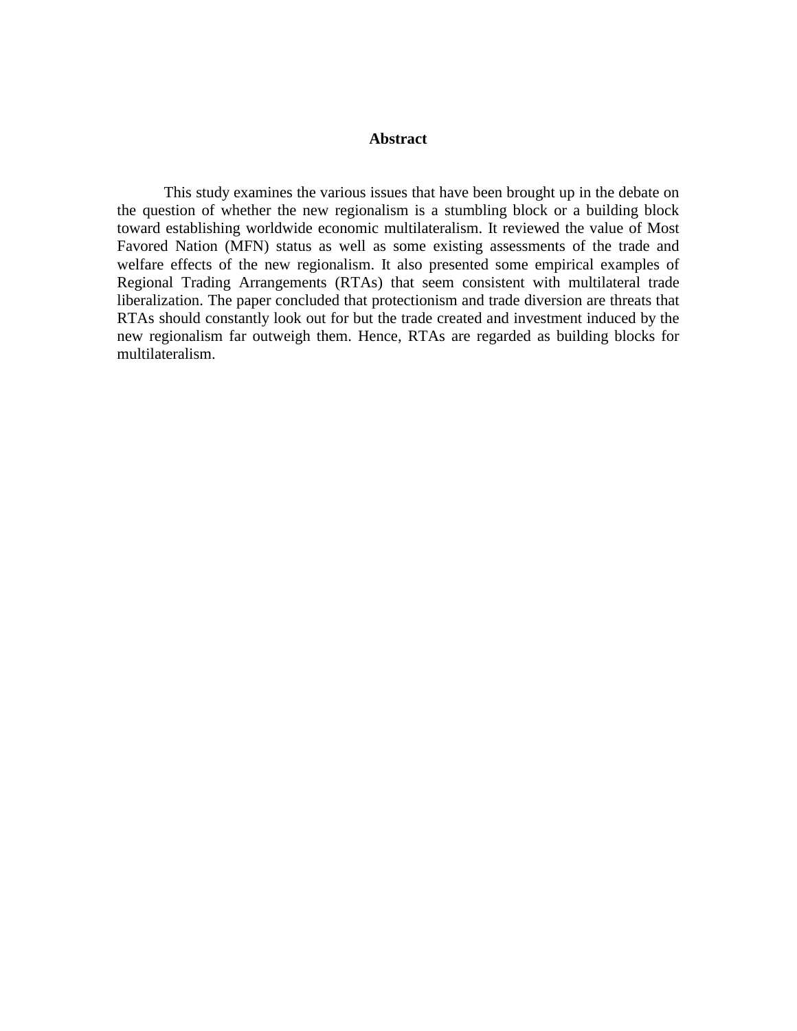## Abstract

This study examines the various issues that have been brought up in the debate on the question of whether the new regionalism is a stumbling block or a building block toward establishing worldwide economic multilateralism. It reviewed the value of Most Favored Nation (MFN) status as well as some existing assessments of the trade and welfare effects of the new regionalism. It also presented some empirical examples of Regional Trading Arrangements (RTAs) that seem consistent with multilateral trade liberalization. The paper concluded that protectionism and trade diversion are threats that RTAs should constantly look out for but the trade created and investment induced by the new regionalism far outweigh them. Hence, RTAs are regarded as building blocks for multilateralism.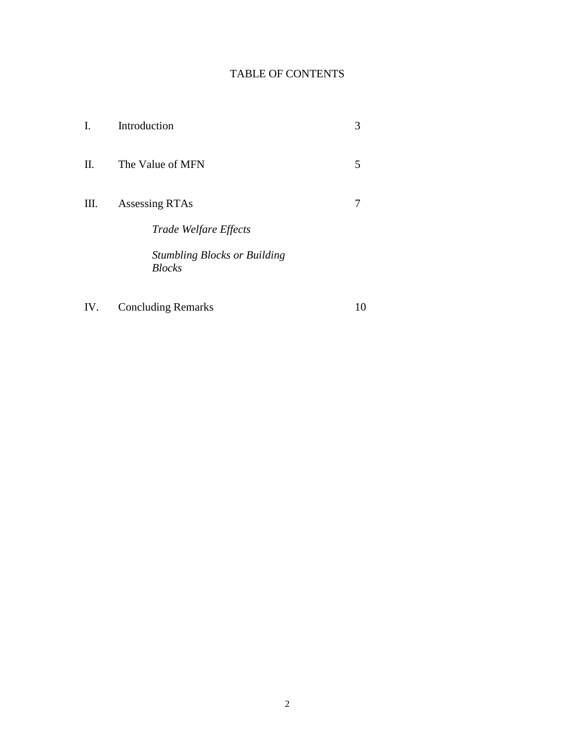# TABLE OF CONTENTS

| | | |
|---|---|---|
| I. | Introduction | 3 |
| II. | The Value of MFN | 5 |
| III. | Assessing RTAs | 7 |
| | *Trade Welfare Effects* | |
| | *Stumbling Blocks or Building Blocks* | |
| IV. | Concluding Remarks | 10 |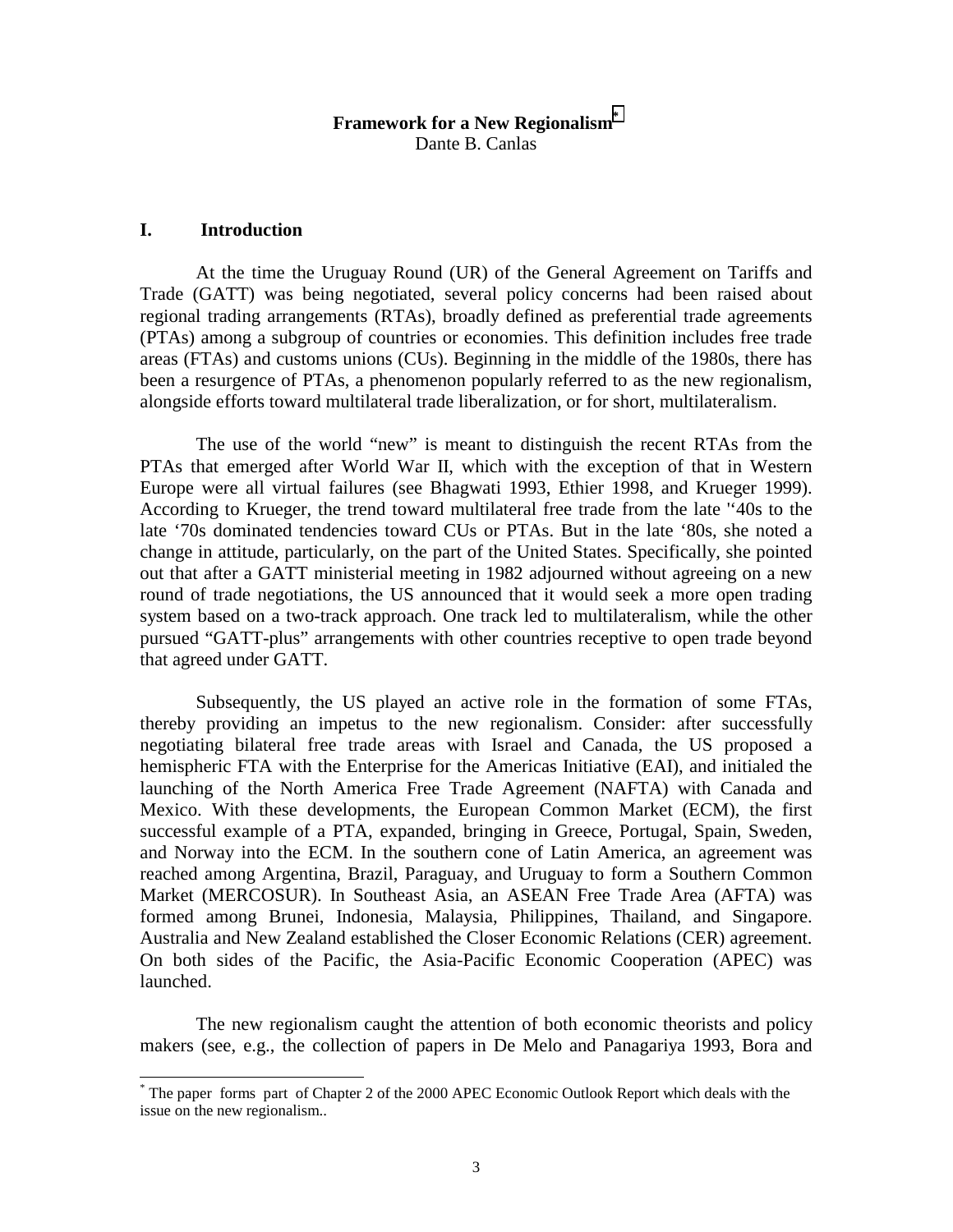# Framework for a New Regionalism[*]

Dante B. Canlas

## I. Introduction

At the time the Uruguay Round (UR) of the General Agreement on Tariffs and Trade (GATT) was being negotiated, several policy concerns had been raised about regional trading arrangements (RTAs), broadly defined as preferential trade agreements (PTAs) among a subgroup of countries or economies. This definition includes free trade areas (FTAs) and customs unions (CUs). Beginning in the middle of the 1980s, there has been a resurgence of PTAs, a phenomenon popularly referred to as the new regionalism, alongside efforts toward multilateral trade liberalization, or for short, multilateralism.

The use of the world "new" is meant to distinguish the recent RTAs from the PTAs that emerged after World War II, which with the exception of that in Western Europe were all virtual failures (see Bhagwati 1993, Ethier 1998, and Krueger 1999). According to Krueger, the trend toward multilateral free trade from the late '‘40s to the late ‘70s dominated tendencies toward CUs or PTAs. But in the late ‘80s, she noted a change in attitude, particularly, on the part of the United States. Specifically, she pointed out that after a GATT ministerial meeting in 1982 adjourned without agreeing on a new round of trade negotiations, the US announced that it would seek a more open trading system based on a two-track approach. One track led to multilateralism, while the other pursued "GATT-plus" arrangements with other countries receptive to open trade beyond that agreed under GATT.

Subsequently, the US played an active role in the formation of some FTAs, thereby providing an impetus to the new regionalism. Consider: after successfully negotiating bilateral free trade areas with Israel and Canada, the US proposed a hemispheric FTA with the Enterprise for the Americas Initiative (EAI), and initialed the launching of the North America Free Trade Agreement (NAFTA) with Canada and Mexico. With these developments, the European Common Market (ECM), the first successful example of a PTA, expanded, bringing in Greece, Portugal, Spain, Sweden, and Norway into the ECM. In the southern cone of Latin America, an agreement was reached among Argentina, Brazil, Paraguay, and Uruguay to form a Southern Common Market (MERCOSUR). In Southeast Asia, an ASEAN Free Trade Area (AFTA) was formed among Brunei, Indonesia, Malaysia, Philippines, Thailand, and Singapore. Australia and New Zealand established the Closer Economic Relations (CER) agreement. On both sides of the Pacific, the Asia-Pacific Economic Cooperation (APEC) was launched.

The new regionalism caught the attention of both economic theorists and policy makers (see, e.g., the collection of papers in De Melo and Panagariya 1993, Bora and

---

[*] The paper forms part of Chapter 2 of the 2000 APEC Economic Outlook Report which deals with the issue on the new regionalism..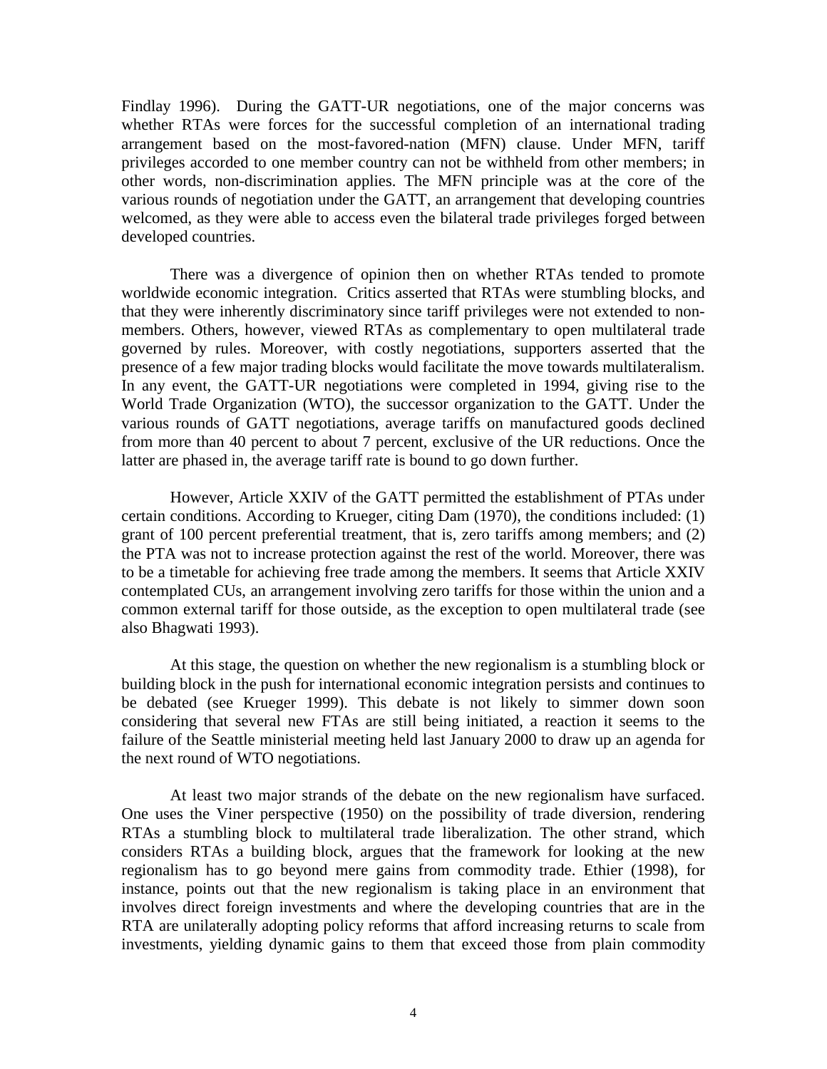Findlay 1996). During the GATT-UR negotiations, one of the major concerns was whether RTAs were forces for the successful completion of an international trading arrangement based on the most-favored-nation (MFN) clause. Under MFN, tariff privileges accorded to one member country can not be withheld from other members; in other words, non-discrimination applies. The MFN principle was at the core of the various rounds of negotiation under the GATT, an arrangement that developing countries welcomed, as they were able to access even the bilateral trade privileges forged between developed countries.

There was a divergence of opinion then on whether RTAs tended to promote worldwide economic integration. Critics asserted that RTAs were stumbling blocks, and that they were inherently discriminatory since tariff privileges were not extended to non-members. Others, however, viewed RTAs as complementary to open multilateral trade governed by rules. Moreover, with costly negotiations, supporters asserted that the presence of a few major trading blocks would facilitate the move towards multilateralism. In any event, the GATT-UR negotiations were completed in 1994, giving rise to the World Trade Organization (WTO), the successor organization to the GATT. Under the various rounds of GATT negotiations, average tariffs on manufactured goods declined from more than 40 percent to about 7 percent, exclusive of the UR reductions. Once the latter are phased in, the average tariff rate is bound to go down further.

However, Article XXIV of the GATT permitted the establishment of PTAs under certain conditions. According to Krueger, citing Dam (1970), the conditions included: (1) grant of 100 percent preferential treatment, that is, zero tariffs among members; and (2) the PTA was not to increase protection against the rest of the world. Moreover, there was to be a timetable for achieving free trade among the members. It seems that Article XXIV contemplated CUs, an arrangement involving zero tariffs for those within the union and a common external tariff for those outside, as the exception to open multilateral trade (see also Bhagwati 1993).

At this stage, the question on whether the new regionalism is a stumbling block or building block in the push for international economic integration persists and continues to be debated (see Krueger 1999). This debate is not likely to simmer down soon considering that several new FTAs are still being initiated, a reaction it seems to the failure of the Seattle ministerial meeting held last January 2000 to draw up an agenda for the next round of WTO negotiations.

At least two major strands of the debate on the new regionalism have surfaced. One uses the Viner perspective (1950) on the possibility of trade diversion, rendering RTAs a stumbling block to multilateral trade liberalization. The other strand, which considers RTAs a building block, argues that the framework for looking at the new regionalism has to go beyond mere gains from commodity trade. Ethier (1998), for instance, points out that the new regionalism is taking place in an environment that involves direct foreign investments and where the developing countries that are in the RTA are unilaterally adopting policy reforms that afford increasing returns to scale from investments, yielding dynamic gains to them that exceed those from plain commodity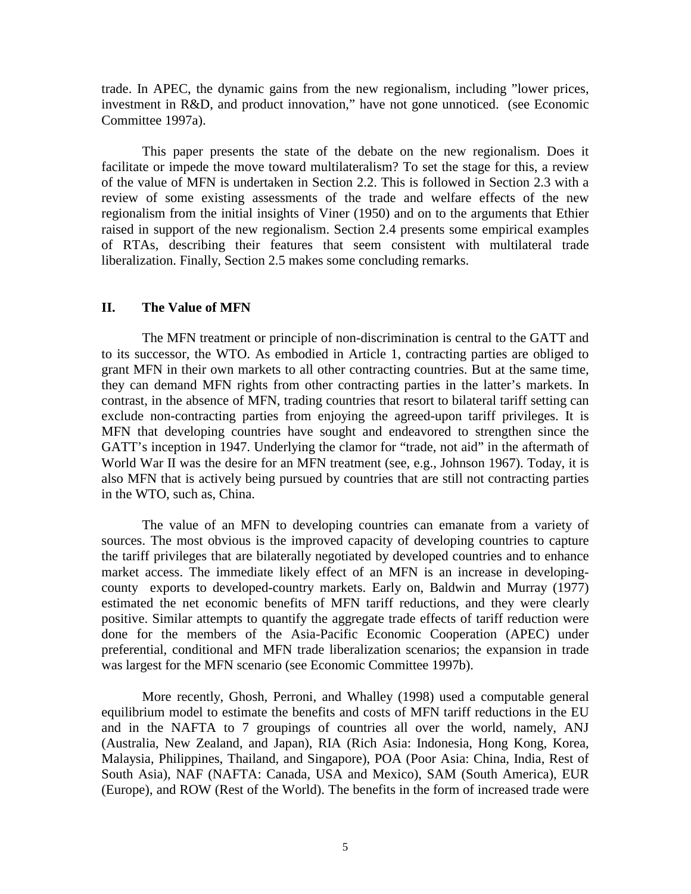trade. In APEC, the dynamic gains from the new regionalism, including ”lower prices, investment in R&D, and product innovation,” have not gone unnoticed. (see Economic Committee 1997a).

This paper presents the state of the debate on the new regionalism. Does it facilitate or impede the move toward multilateralism? To set the stage for this, a review of the value of MFN is undertaken in Section 2.2. This is followed in Section 2.3 with a review of some existing assessments of the trade and welfare effects of the new regionalism from the initial insights of Viner (1950) and on to the arguments that Ethier raised in support of the new regionalism. Section 2.4 presents some empirical examples of RTAs, describing their features that seem consistent with multilateral trade liberalization. Finally, Section 2.5 makes some concluding remarks.

## II. The Value of MFN

The MFN treatment or principle of non-discrimination is central to the GATT and to its successor, the WTO. As embodied in Article 1, contracting parties are obliged to grant MFN in their own markets to all other contracting countries. But at the same time, they can demand MFN rights from other contracting parties in the latter's markets. In contrast, in the absence of MFN, trading countries that resort to bilateral tariff setting can exclude non-contracting parties from enjoying the agreed-upon tariff privileges. It is MFN that developing countries have sought and endeavored to strengthen since the GATT's inception in 1947. Underlying the clamor for "trade, not aid" in the aftermath of World War II was the desire for an MFN treatment (see, e.g., Johnson 1967). Today, it is also MFN that is actively being pursued by countries that are still not contracting parties in the WTO, such as, China.

The value of an MFN to developing countries can emanate from a variety of sources. The most obvious is the improved capacity of developing countries to capture the tariff privileges that are bilaterally negotiated by developed countries and to enhance market access. The immediate likely effect of an MFN is an increase in developing-county exports to developed-country markets. Early on, Baldwin and Murray (1977) estimated the net economic benefits of MFN tariff reductions, and they were clearly positive. Similar attempts to quantify the aggregate trade effects of tariff reduction were done for the members of the Asia-Pacific Economic Cooperation (APEC) under preferential, conditional and MFN trade liberalization scenarios; the expansion in trade was largest for the MFN scenario (see Economic Committee 1997b).

More recently, Ghosh, Perroni, and Whalley (1998) used a computable general equilibrium model to estimate the benefits and costs of MFN tariff reductions in the EU and in the NAFTA to 7 groupings of countries all over the world, namely, ANJ (Australia, New Zealand, and Japan), RIA (Rich Asia: Indonesia, Hong Kong, Korea, Malaysia, Philippines, Thailand, and Singapore), POA (Poor Asia: China, India, Rest of South Asia), NAF (NAFTA: Canada, USA and Mexico), SAM (South America), EUR (Europe), and ROW (Rest of the World). The benefits in the form of increased trade were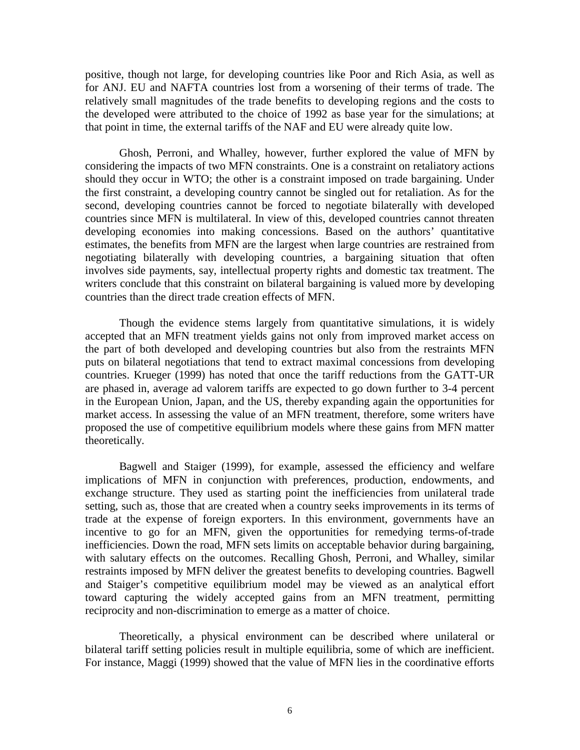positive, though not large, for developing countries like Poor and Rich Asia, as well as for ANJ. EU and NAFTA countries lost from a worsening of their terms of trade. The relatively small magnitudes of the trade benefits to developing regions and the costs to the developed were attributed to the choice of 1992 as base year for the simulations; at that point in time, the external tariffs of the NAF and EU were already quite low.

Ghosh, Perroni, and Whalley, however, further explored the value of MFN by considering the impacts of two MFN constraints. One is a constraint on retaliatory actions should they occur in WTO; the other is a constraint imposed on trade bargaining. Under the first constraint, a developing country cannot be singled out for retaliation. As for the second, developing countries cannot be forced to negotiate bilaterally with developed countries since MFN is multilateral. In view of this, developed countries cannot threaten developing economies into making concessions. Based on the authors' quantitative estimates, the benefits from MFN are the largest when large countries are restrained from negotiating bilaterally with developing countries, a bargaining situation that often involves side payments, say, intellectual property rights and domestic tax treatment. The writers conclude that this constraint on bilateral bargaining is valued more by developing countries than the direct trade creation effects of MFN.

Though the evidence stems largely from quantitative simulations, it is widely accepted that an MFN treatment yields gains not only from improved market access on the part of both developed and developing countries but also from the restraints MFN puts on bilateral negotiations that tend to extract maximal concessions from developing countries. Krueger (1999) has noted that once the tariff reductions from the GATT-UR are phased in, average ad valorem tariffs are expected to go down further to 3-4 percent in the European Union, Japan, and the US, thereby expanding again the opportunities for market access. In assessing the value of an MFN treatment, therefore, some writers have proposed the use of competitive equilibrium models where these gains from MFN matter theoretically.

Bagwell and Staiger (1999), for example, assessed the efficiency and welfare implications of MFN in conjunction with preferences, production, endowments, and exchange structure. They used as starting point the inefficiencies from unilateral trade setting, such as, those that are created when a country seeks improvements in its terms of trade at the expense of foreign exporters. In this environment, governments have an incentive to go for an MFN, given the opportunities for remedying terms-of-trade inefficiencies. Down the road, MFN sets limits on acceptable behavior during bargaining, with salutary effects on the outcomes. Recalling Ghosh, Perroni, and Whalley, similar restraints imposed by MFN deliver the greatest benefits to developing countries. Bagwell and Staiger's competitive equilibrium model may be viewed as an analytical effort toward capturing the widely accepted gains from an MFN treatment, permitting reciprocity and non-discrimination to emerge as a matter of choice.

Theoretically, a physical environment can be described where unilateral or bilateral tariff setting policies result in multiple equilibria, some of which are inefficient. For instance, Maggi (1999) showed that the value of MFN lies in the coordinative efforts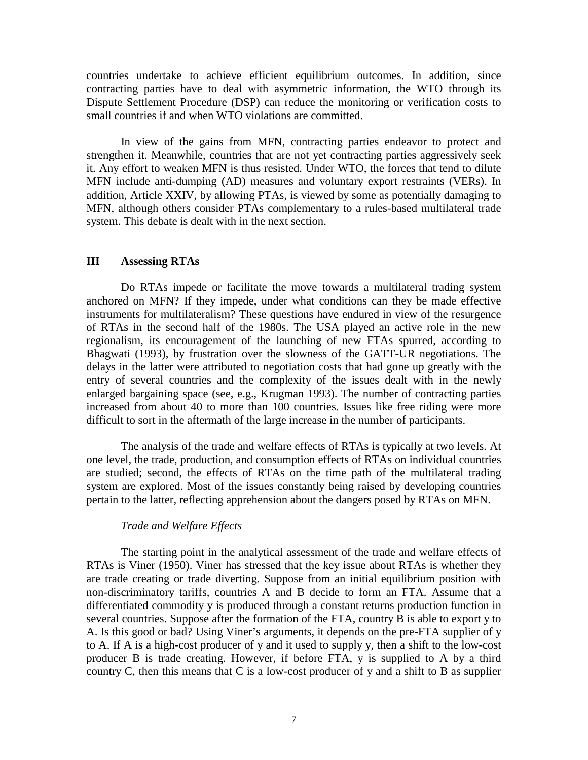countries undertake to achieve efficient equilibrium outcomes. In addition, since contracting parties have to deal with asymmetric information, the WTO through its Dispute Settlement Procedure (DSP) can reduce the monitoring or verification costs to small countries if and when WTO violations are committed.

In view of the gains from MFN, contracting parties endeavor to protect and strengthen it. Meanwhile, countries that are not yet contracting parties aggressively seek it. Any effort to weaken MFN is thus resisted. Under WTO, the forces that tend to dilute MFN include anti-dumping (AD) measures and voluntary export restraints (VERs). In addition, Article XXIV, by allowing PTAs, is viewed by some as potentially damaging to MFN, although others consider PTAs complementary to a rules-based multilateral trade system. This debate is dealt with in the next section.

## III Assessing RTAs

Do RTAs impede or facilitate the move towards a multilateral trading system anchored on MFN? If they impede, under what conditions can they be made effective instruments for multilateralism? These questions have endured in view of the resurgence of RTAs in the second half of the 1980s. The USA played an active role in the new regionalism, its encouragement of the launching of new FTAs spurred, according to Bhagwati (1993), by frustration over the slowness of the GATT-UR negotiations. The delays in the latter were attributed to negotiation costs that had gone up greatly with the entry of several countries and the complexity of the issues dealt with in the newly enlarged bargaining space (see, e.g., Krugman 1993). The number of contracting parties increased from about 40 to more than 100 countries. Issues like free riding were more difficult to sort in the aftermath of the large increase in the number of participants.

The analysis of the trade and welfare effects of RTAs is typically at two levels. At one level, the trade, production, and consumption effects of RTAs on individual countries are studied; second, the effects of RTAs on the time path of the multilateral trading system are explored. Most of the issues constantly being raised by developing countries pertain to the latter, reflecting apprehension about the dangers posed by RTAs on MFN.

### *Trade and Welfare Effects*

The starting point in the analytical assessment of the trade and welfare effects of RTAs is Viner (1950). Viner has stressed that the key issue about RTAs is whether they are trade creating or trade diverting. Suppose from an initial equilibrium position with non-discriminatory tariffs, countries A and B decide to form an FTA. Assume that a differentiated commodity y is produced through a constant returns production function in several countries. Suppose after the formation of the FTA, country B is able to export y to A. Is this good or bad? Using Viner's arguments, it depends on the pre-FTA supplier of y to A. If A is a high-cost producer of y and it used to supply y, then a shift to the low-cost producer B is trade creating. However, if before FTA, y is supplied to A by a third country C, then this means that C is a low-cost producer of y and a shift to B as supplier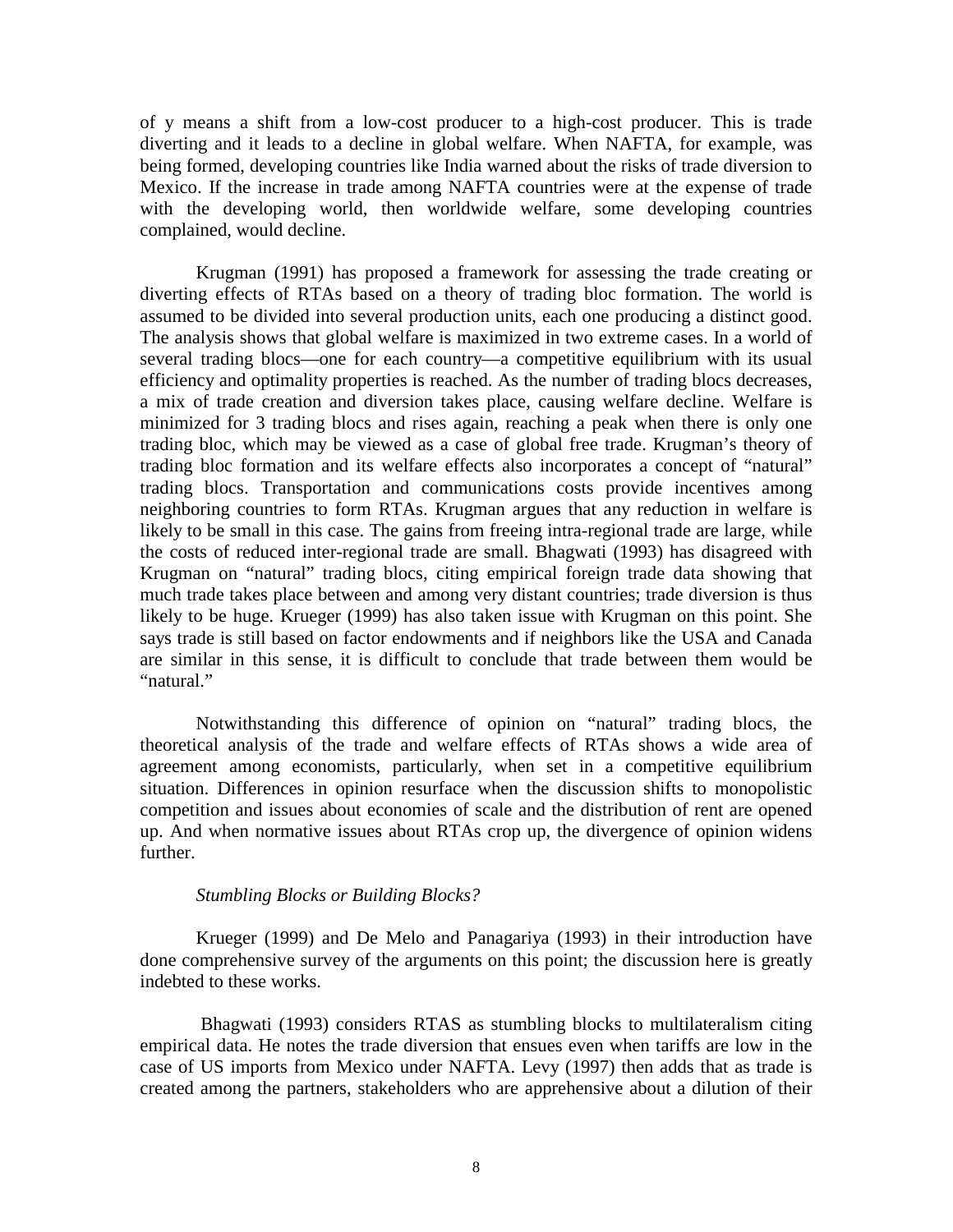of y means a shift from a low-cost producer to a high-cost producer. This is trade diverting and it leads to a decline in global welfare. When NAFTA, for example, was being formed, developing countries like India warned about the risks of trade diversion to Mexico. If the increase in trade among NAFTA countries were at the expense of trade with the developing world, then worldwide welfare, some developing countries complained, would decline.

Krugman (1991) has proposed a framework for assessing the trade creating or diverting effects of RTAs based on a theory of trading bloc formation. The world is assumed to be divided into several production units, each one producing a distinct good. The analysis shows that global welfare is maximized in two extreme cases. In a world of several trading blocs—one for each country—a competitive equilibrium with its usual efficiency and optimality properties is reached. As the number of trading blocs decreases, a mix of trade creation and diversion takes place, causing welfare decline. Welfare is minimized for 3 trading blocs and rises again, reaching a peak when there is only one trading bloc, which may be viewed as a case of global free trade. Krugman's theory of trading bloc formation and its welfare effects also incorporates a concept of "natural" trading blocs. Transportation and communications costs provide incentives among neighboring countries to form RTAs. Krugman argues that any reduction in welfare is likely to be small in this case. The gains from freeing intra-regional trade are large, while the costs of reduced inter-regional trade are small. Bhagwati (1993) has disagreed with Krugman on "natural" trading blocs, citing empirical foreign trade data showing that much trade takes place between and among very distant countries; trade diversion is thus likely to be huge. Krueger (1999) has also taken issue with Krugman on this point. She says trade is still based on factor endowments and if neighbors like the USA and Canada are similar in this sense, it is difficult to conclude that trade between them would be "natural."

Notwithstanding this difference of opinion on "natural" trading blocs, the theoretical analysis of the trade and welfare effects of RTAs shows a wide area of agreement among economists, particularly, when set in a competitive equilibrium situation. Differences in opinion resurface when the discussion shifts to monopolistic competition and issues about economies of scale and the distribution of rent are opened up. And when normative issues about RTAs crop up, the divergence of opinion widens further.

*Stumbling Blocks or Building Blocks?*

Krueger (1999) and De Melo and Panagariya (1993) in their introduction have done comprehensive survey of the arguments on this point; the discussion here is greatly indebted to these works.

Bhagwati (1993) considers RTAS as stumbling blocks to multilateralism citing empirical data. He notes the trade diversion that ensues even when tariffs are low in the case of US imports from Mexico under NAFTA. Levy (1997) then adds that as trade is created among the partners, stakeholders who are apprehensive about a dilution of their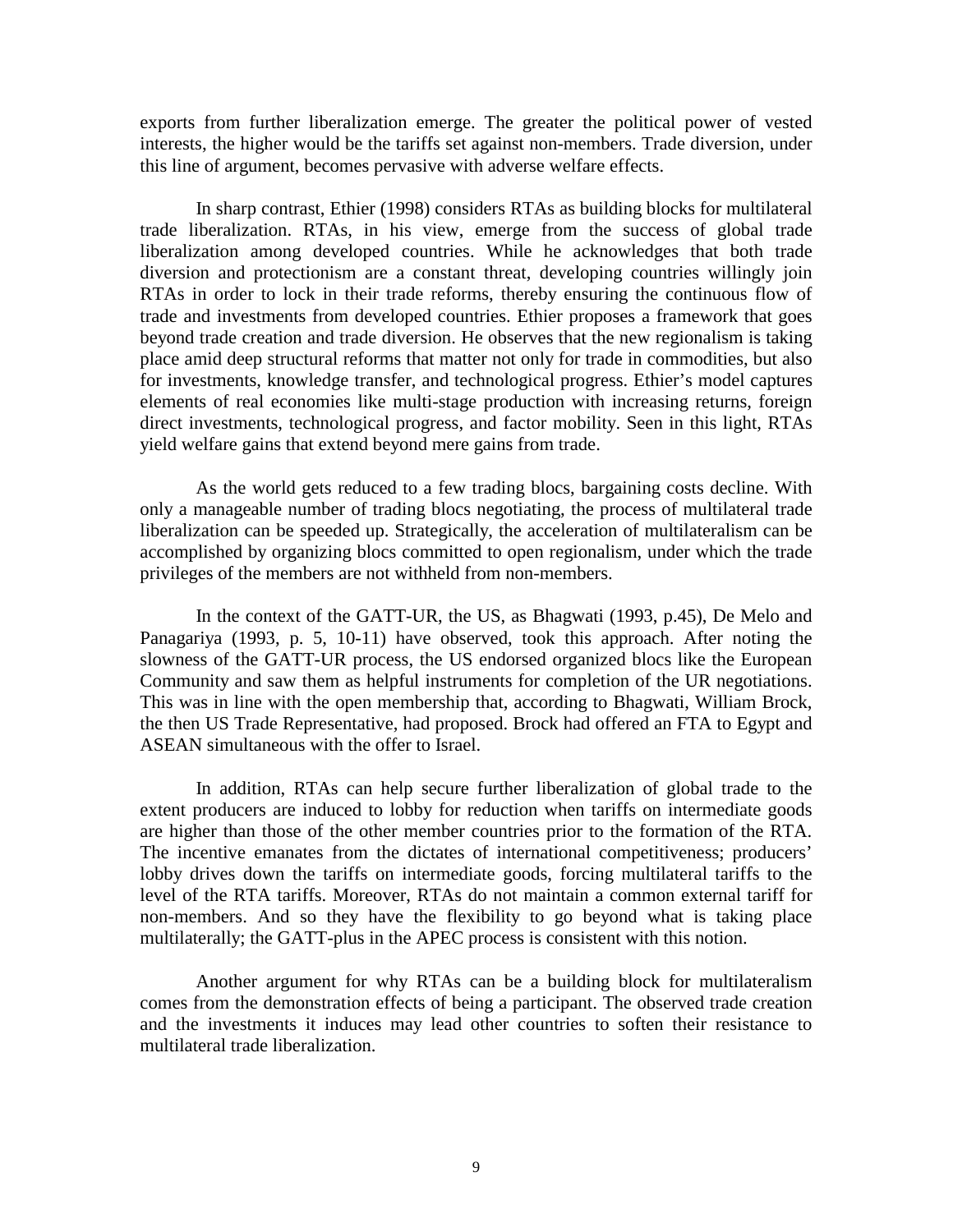exports from further liberalization emerge. The greater the political power of vested interests, the higher would be the tariffs set against non-members. Trade diversion, under this line of argument, becomes pervasive with adverse welfare effects.

In sharp contrast, Ethier (1998) considers RTAs as building blocks for multilateral trade liberalization. RTAs, in his view, emerge from the success of global trade liberalization among developed countries. While he acknowledges that both trade diversion and protectionism are a constant threat, developing countries willingly join RTAs in order to lock in their trade reforms, thereby ensuring the continuous flow of trade and investments from developed countries. Ethier proposes a framework that goes beyond trade creation and trade diversion. He observes that the new regionalism is taking place amid deep structural reforms that matter not only for trade in commodities, but also for investments, knowledge transfer, and technological progress. Ethier's model captures elements of real economies like multi-stage production with increasing returns, foreign direct investments, technological progress, and factor mobility. Seen in this light, RTAs yield welfare gains that extend beyond mere gains from trade.

As the world gets reduced to a few trading blocs, bargaining costs decline. With only a manageable number of trading blocs negotiating, the process of multilateral trade liberalization can be speeded up. Strategically, the acceleration of multilateralism can be accomplished by organizing blocs committed to open regionalism, under which the trade privileges of the members are not withheld from non-members.

In the context of the GATT-UR, the US, as Bhagwati (1993, p.45), De Melo and Panagariya (1993, p. 5, 10-11) have observed, took this approach. After noting the slowness of the GATT-UR process, the US endorsed organized blocs like the European Community and saw them as helpful instruments for completion of the UR negotiations. This was in line with the open membership that, according to Bhagwati, William Brock, the then US Trade Representative, had proposed. Brock had offered an FTA to Egypt and ASEAN simultaneous with the offer to Israel.

In addition, RTAs can help secure further liberalization of global trade to the extent producers are induced to lobby for reduction when tariffs on intermediate goods are higher than those of the other member countries prior to the formation of the RTA. The incentive emanates from the dictates of international competitiveness; producers' lobby drives down the tariffs on intermediate goods, forcing multilateral tariffs to the level of the RTA tariffs. Moreover, RTAs do not maintain a common external tariff for non-members. And so they have the flexibility to go beyond what is taking place multilaterally; the GATT-plus in the APEC process is consistent with this notion.

Another argument for why RTAs can be a building block for multilateralism comes from the demonstration effects of being a participant. The observed trade creation and the investments it induces may lead other countries to soften their resistance to multilateral trade liberalization.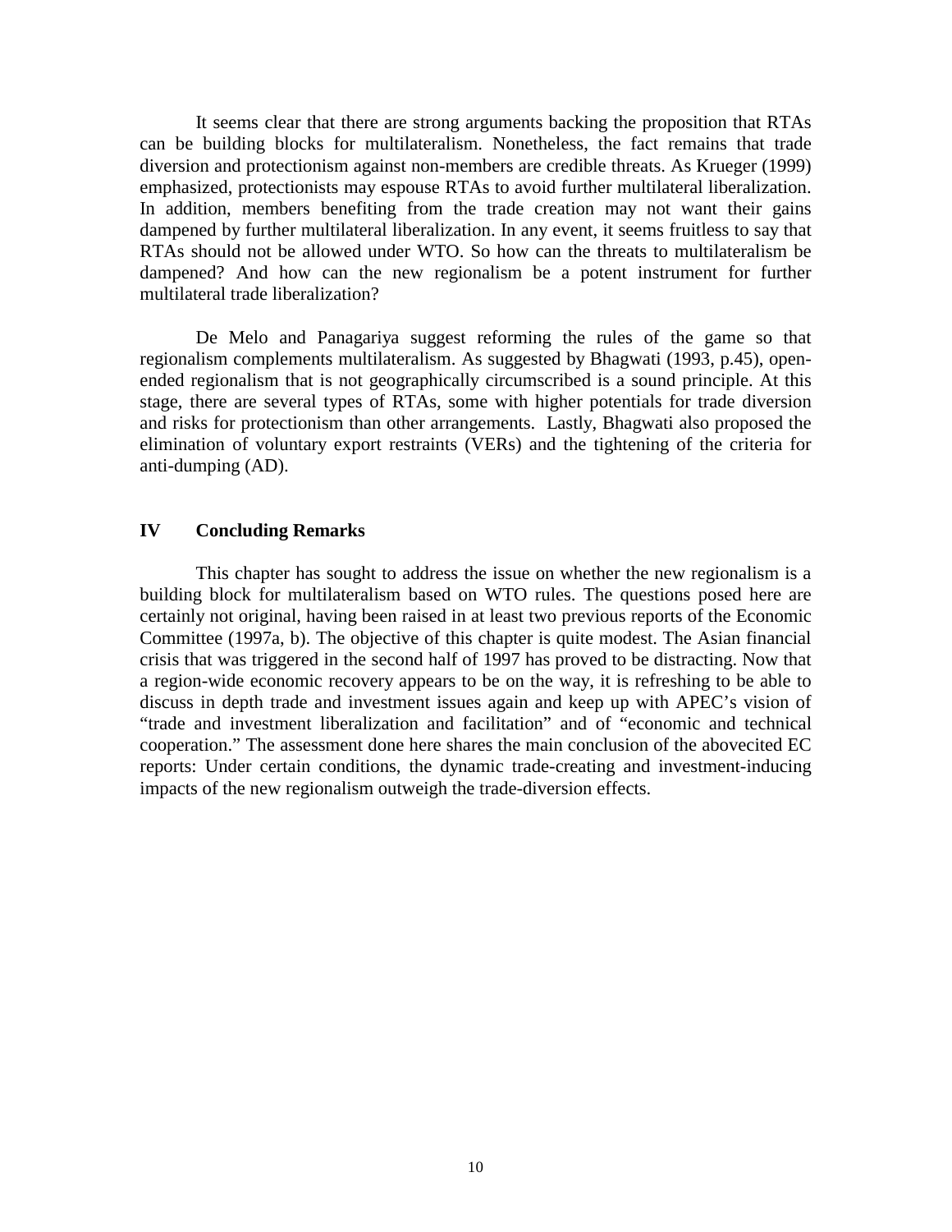It seems clear that there are strong arguments backing the proposition that RTAs can be building blocks for multilateralism. Nonetheless, the fact remains that trade diversion and protectionism against non-members are credible threats. As Krueger (1999) emphasized, protectionists may espouse RTAs to avoid further multilateral liberalization. In addition, members benefiting from the trade creation may not want their gains dampened by further multilateral liberalization. In any event, it seems fruitless to say that RTAs should not be allowed under WTO. So how can the threats to multilateralism be dampened? And how can the new regionalism be a potent instrument for further multilateral trade liberalization?

De Melo and Panagariya suggest reforming the rules of the game so that regionalism complements multilateralism. As suggested by Bhagwati (1993, p.45), open-ended regionalism that is not geographically circumscribed is a sound principle. At this stage, there are several types of RTAs, some with higher potentials for trade diversion and risks for protectionism than other arrangements. Lastly, Bhagwati also proposed the elimination of voluntary export restraints (VERs) and the tightening of the criteria for anti-dumping (AD).

## IV Concluding Remarks

This chapter has sought to address the issue on whether the new regionalism is a building block for multilateralism based on WTO rules. The questions posed here are certainly not original, having been raised in at least two previous reports of the Economic Committee (1997a, b). The objective of this chapter is quite modest. The Asian financial crisis that was triggered in the second half of 1997 has proved to be distracting. Now that a region-wide economic recovery appears to be on the way, it is refreshing to be able to discuss in depth trade and investment issues again and keep up with APEC's vision of "trade and investment liberalization and facilitation" and of "economic and technical cooperation." The assessment done here shares the main conclusion of the abovecited EC reports: Under certain conditions, the dynamic trade-creating and investment-inducing impacts of the new regionalism outweigh the trade-diversion effects.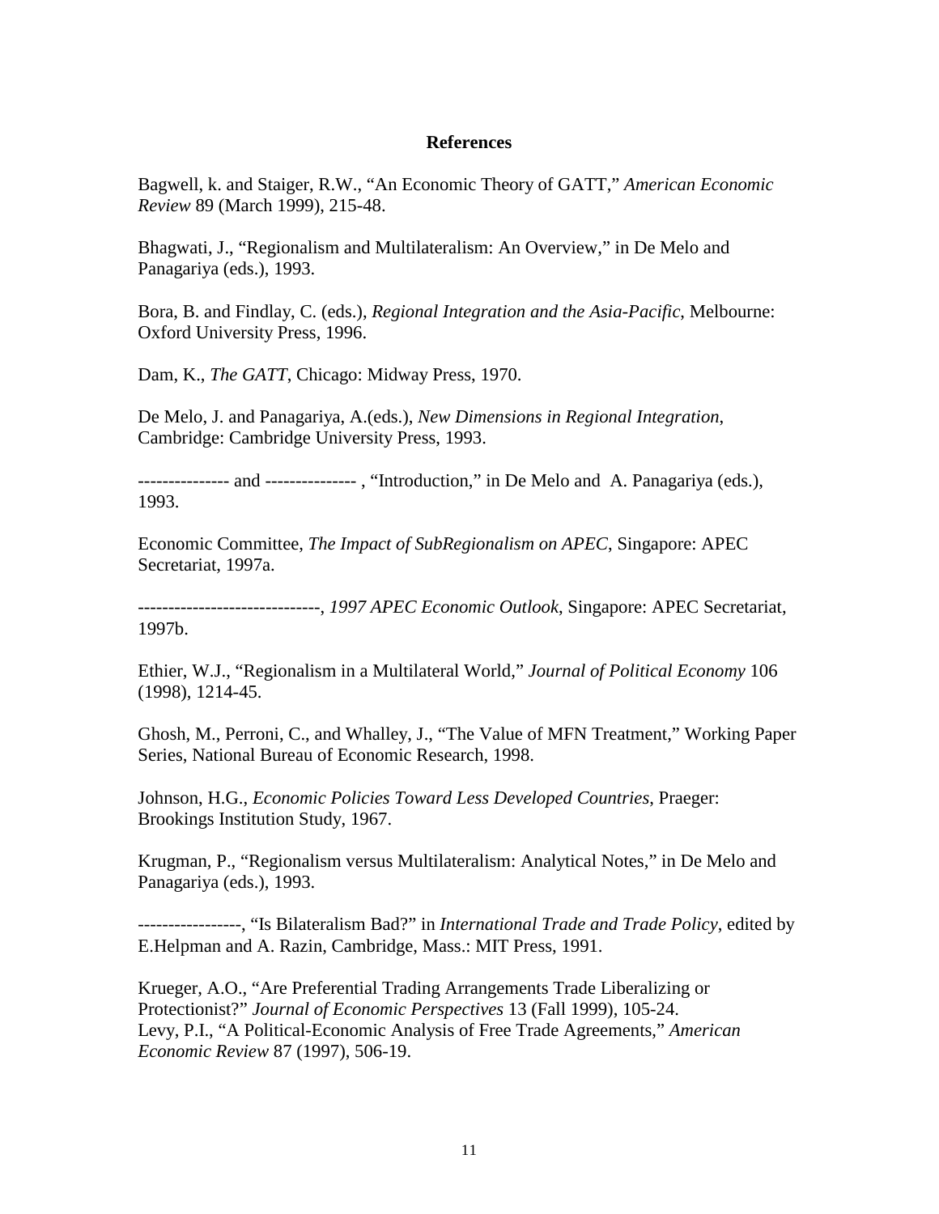## References

Bagwell, k. and Staiger, R.W., "An Economic Theory of GATT," *American Economic Review* 89 (March 1999), 215-48.

Bhagwati, J., "Regionalism and Multilateralism: An Overview," in De Melo and Panagariya (eds.), 1993.

Bora, B. and Findlay, C. (eds.), *Regional Integration and the Asia-Pacific*, Melbourne: Oxford University Press, 1996.

Dam, K., *The GATT*, Chicago: Midway Press, 1970.

De Melo, J. and Panagariya, A.(eds.), *New Dimensions in Regional Integration*, Cambridge: Cambridge University Press, 1993.

--------------- and --------------- , "Introduction," in De Melo and A. Panagariya (eds.), 1993.

Economic Committee, *The Impact of SubRegionalism on APEC*, Singapore: APEC Secretariat, 1997a.

------------------------------, *1997 APEC Economic Outlook*, Singapore: APEC Secretariat, 1997b.

Ethier, W.J., "Regionalism in a Multilateral World," *Journal of Political Economy* 106 (1998), 1214-45.

Ghosh, M., Perroni, C., and Whalley, J., "The Value of MFN Treatment," Working Paper Series, National Bureau of Economic Research, 1998.

Johnson, H.G., *Economic Policies Toward Less Developed Countries*, Praeger: Brookings Institution Study, 1967.

Krugman, P., "Regionalism versus Multilateralism: Analytical Notes," in De Melo and Panagariya (eds.), 1993.

-----------------, "Is Bilateralism Bad?" in *International Trade and Trade Policy*, edited by E.Helpman and A. Razin, Cambridge, Mass.: MIT Press, 1991.

Krueger, A.O., "Are Preferential Trading Arrangements Trade Liberalizing or Protectionist?" *Journal of Economic Perspectives* 13 (Fall 1999), 105-24.

Levy, P.I., "A Political-Economic Analysis of Free Trade Agreements," *American Economic Review* 87 (1997), 506-19.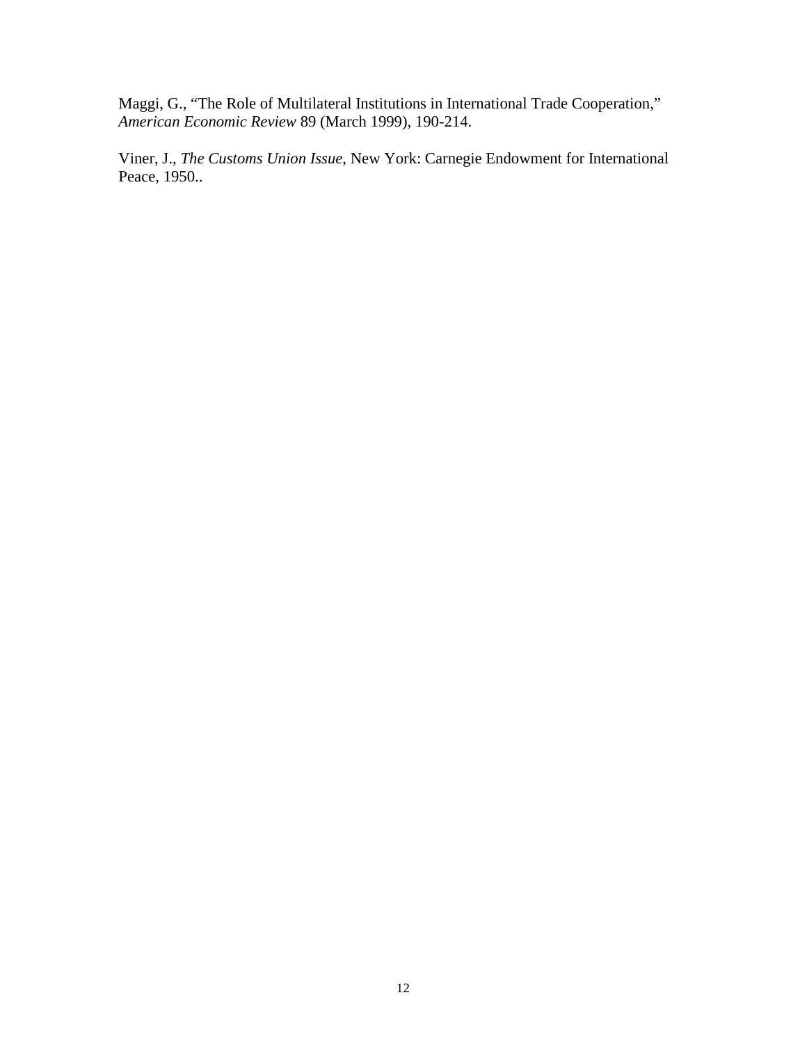Maggi, G., “The Role of Multilateral Institutions in International Trade Cooperation,” *American Economic Review* 89 (March 1999), 190-214.

Viner, J., *The Customs Union Issue*, New York: Carnegie Endowment for International Peace, 1950..